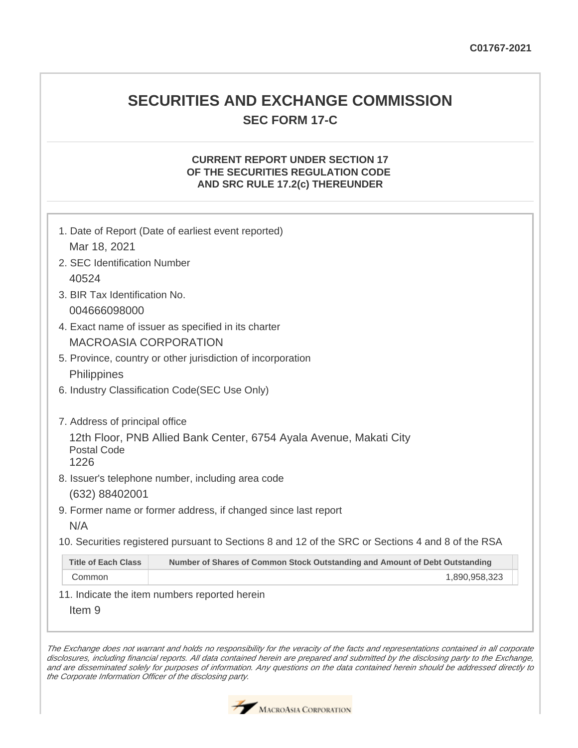C01767-2021

# SECURITIES AND EXCHANGE COMMISSION

## SEC FORM 17-C

### CURRENT REPORT UNDER SECTION 17 OF THE SECURITIES REGULATION CODE AND SRC RULE 17.2(c) THEREUNDER

1. Date of Report (Date of earliest event reported)

   Mar 18, 2021

2. SEC Identification Number

   40524

3. BIR Tax Identification No.

   004666098000

4. Exact name of issuer as specified in its charter

   MACROASIA CORPORATION

5. Province, country or other jurisdiction of incorporation

   Philippines

6. Industry Classification Code(SEC Use Only)

7. Address of principal office

   12th Floor, PNB Allied Bank Center, 6754 Ayala Avenue, Makati City
   Postal Code
   1226

8. Issuer's telephone number, including area code

   (632) 88402001

9. Former name or former address, if changed since last report

   N/A

10. Securities registered pursuant to Sections 8 and 12 of the SRC or Sections 4 and 8 of the RSA

| Title of Each Class | Number of Shares of Common Stock Outstanding and Amount of Debt Outstanding |
|---|---|
| Common | 1,890,958,323 |

11. Indicate the item numbers reported herein

    Item 9

*The Exchange does not warrant and holds no responsibility for the veracity of the facts and representations contained in all corporate disclosures, including financial reports. All data contained herein are prepared and submitted by the disclosing party to the Exchange, and are disseminated solely for purposes of information. Any questions on the data contained herein should be addressed directly to the Corporate Information Officer of the disclosing party.*

MacroAsia Corporation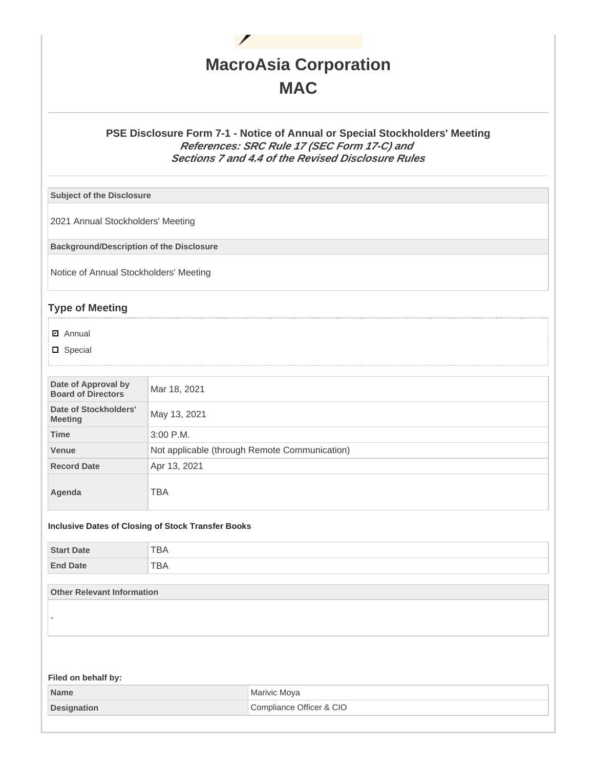# MacroAsia Corporation
# MAC

### PSE Disclosure Form 7-1 - Notice of Annual or Special Stockholders' Meeting
***References: SRC Rule 17 (SEC Form 17-C) and Sections 7 and 4.4 of the Revised Disclosure Rules***

| Subject of the Disclosure |
|---|
| 2021 Annual Stockholders' Meeting |

| Background/Description of the Disclosure |
|---|
| Notice of Annual Stockholders' Meeting |

## Type of Meeting

- [x] Annual
- [ ] Special

| | |
|---|---|
| **Date of Approval by Board of Directors** | Mar 18, 2021 |
| **Date of Stockholders' Meeting** | May 13, 2021 |
| **Time** | 3:00 P.M. |
| **Venue** | Not applicable (through Remote Communication) |
| **Record Date** | Apr 13, 2021 |
| **Agenda** | TBA |

**Inclusive Dates of Closing of Stock Transfer Books**

| | |
|---|---|
| **Start Date** | TBA |
| **End Date** | TBA |

| Other Relevant Information |
|---|
| - |

**Filed on behalf by:**

| | |
|---|---|
| **Name** | Marivic Moya |
| **Designation** | Compliance Officer & CIO |